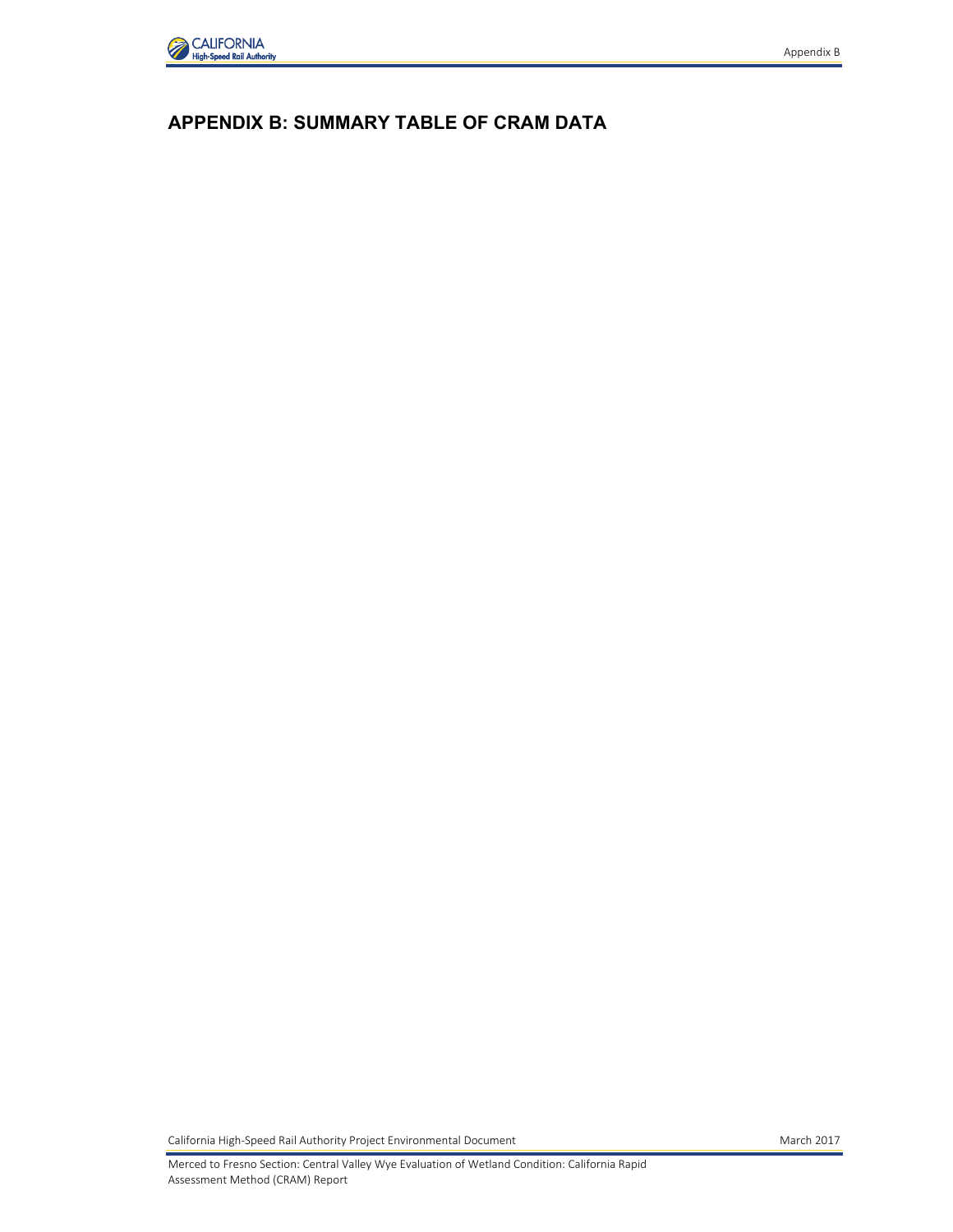# APPENDIX B: SUMMARY TABLE OF CRAM DATA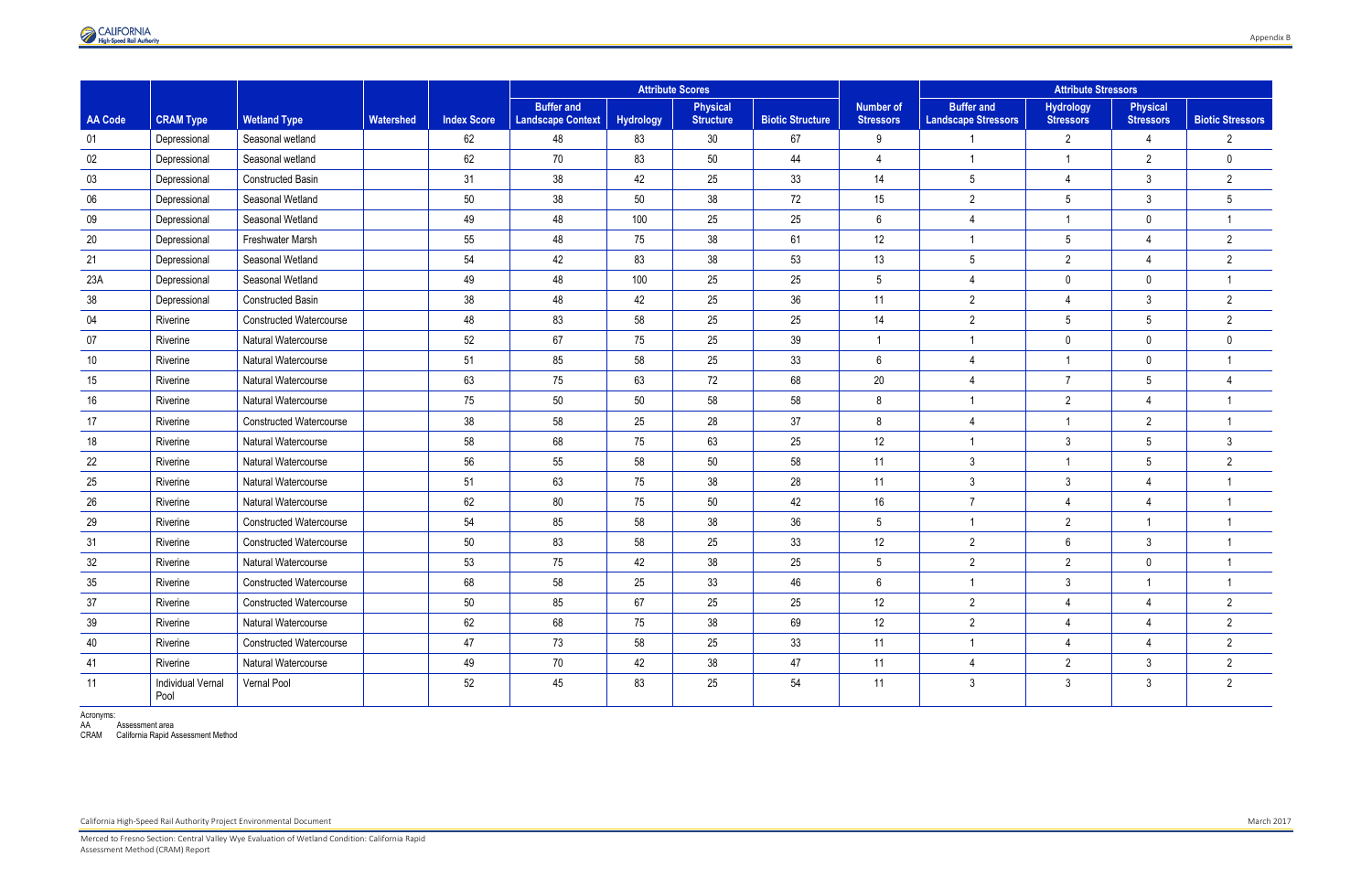| AA Code | CRAM Type | Wetland Type | Watershed | Index Score | Attribute Scores | | | | Number of Stressors | Attribute Stressors | | | |
|---|---|---|---|---|---|---|---|---|---|---|---|---|---|
| | | | | | Buffer and Landscape Context | Hydrology | Physical Structure | Biotic Structure | | Buffer and Landscape Stressors | Hydrology Stressors | Physical Stressors | Biotic Stressors |
| 01 | Depressional | Seasonal wetland | | 62 | 48 | 83 | 30 | 67 | 9 | 1 | 2 | 4 | 2 |
| 02 | Depressional | Seasonal wetland | | 62 | 70 | 83 | 50 | 44 | 4 | 1 | 1 | 2 | 0 |
| 03 | Depressional | Constructed Basin | | 31 | 38 | 42 | 25 | 33 | 14 | 5 | 4 | 3 | 2 |
| 06 | Depressional | Seasonal Wetland | | 50 | 38 | 50 | 38 | 72 | 15 | 2 | 5 | 3 | 5 |
| 09 | Depressional | Seasonal Wetland | | 49 | 48 | 100 | 25 | 25 | 6 | 4 | 1 | 0 | 1 |
| 20 | Depressional | Freshwater Marsh | | 55 | 48 | 75 | 38 | 61 | 12 | 1 | 5 | 4 | 2 |
| 21 | Depressional | Seasonal Wetland | | 54 | 42 | 83 | 38 | 53 | 13 | 5 | 2 | 4 | 2 |
| 23A | Depressional | Seasonal Wetland | | 49 | 48 | 100 | 25 | 25 | 5 | 4 | 0 | 0 | 1 |
| 38 | Depressional | Constructed Basin | | 38 | 48 | 42 | 25 | 36 | 11 | 2 | 4 | 3 | 2 |
| 04 | Riverine | Constructed Watercourse | | 48 | 83 | 58 | 25 | 25 | 14 | 2 | 5 | 5 | 2 |
| 07 | Riverine | Natural Watercourse | | 52 | 67 | 75 | 25 | 39 | 1 | 1 | 0 | 0 | 0 |
| 10 | Riverine | Natural Watercourse | | 51 | 85 | 58 | 25 | 33 | 6 | 4 | 1 | 0 | 1 |
| 15 | Riverine | Natural Watercourse | | 63 | 75 | 63 | 72 | 68 | 20 | 4 | 7 | 5 | 4 |
| 16 | Riverine | Natural Watercourse | | 75 | 50 | 50 | 58 | 58 | 8 | 1 | 2 | 4 | 1 |
| 17 | Riverine | Constructed Watercourse | | 38 | 58 | 25 | 28 | 37 | 8 | 4 | 1 | 2 | 1 |
| 18 | Riverine | Natural Watercourse | | 58 | 68 | 75 | 63 | 25 | 12 | 1 | 3 | 5 | 3 |
| 22 | Riverine | Natural Watercourse | | 56 | 55 | 58 | 50 | 58 | 11 | 3 | 1 | 5 | 2 |
| 25 | Riverine | Natural Watercourse | | 51 | 63 | 75 | 38 | 28 | 11 | 3 | 3 | 4 | 1 |
| 26 | Riverine | Natural Watercourse | | 62 | 80 | 75 | 50 | 42 | 16 | 7 | 4 | 4 | 1 |
| 29 | Riverine | Constructed Watercourse | | 54 | 85 | 58 | 38 | 36 | 5 | 1 | 2 | 1 | 1 |
| 31 | Riverine | Constructed Watercourse | | 50 | 83 | 58 | 25 | 33 | 12 | 2 | 6 | 3 | 1 |
| 32 | Riverine | Natural Watercourse | | 53 | 75 | 42 | 38 | 25 | 5 | 2 | 2 | 0 | 1 |
| 35 | Riverine | Constructed Watercourse | | 68 | 58 | 25 | 33 | 46 | 6 | 1 | 3 | 1 | 1 |
| 37 | Riverine | Constructed Watercourse | | 50 | 85 | 67 | 25 | 25 | 12 | 2 | 4 | 4 | 2 |
| 39 | Riverine | Natural Watercourse | | 62 | 68 | 75 | 38 | 69 | 12 | 2 | 4 | 4 | 2 |
| 40 | Riverine | Constructed Watercourse | | 47 | 73 | 58 | 25 | 33 | 11 | 1 | 4 | 4 | 2 |
| 41 | Riverine | Natural Watercourse | | 49 | 70 | 42 | 38 | 47 | 11 | 4 | 2 | 3 | 2 |
| 11 | Individual Vernal Pool | Vernal Pool | | 52 | 45 | 83 | 25 | 54 | 11 | 3 | 3 | 3 | 2 |

Acronyms:
AA Assessment area
CRAM California Rapid Assessment Method